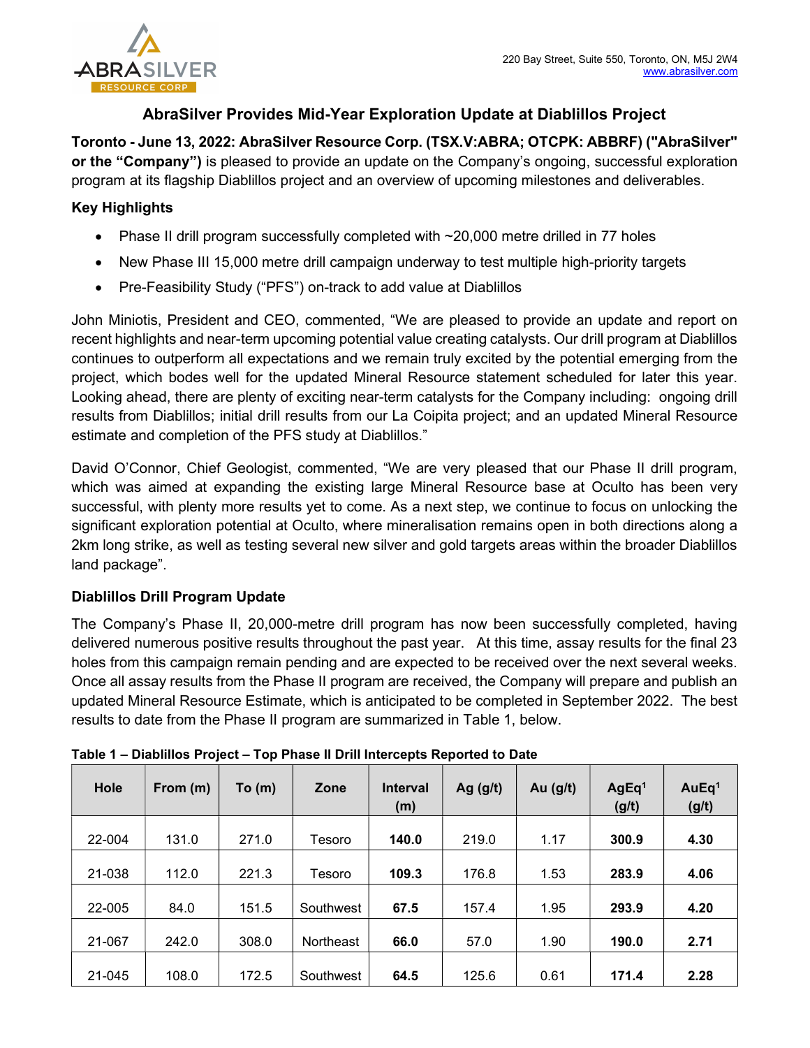220 Bay Street, Suite 550, Toronto, ON, M5J 2W4
www.abrasilver.com

# AbraSilver Provides Mid-Year Exploration Update at Diablillos Project

**Toronto - June 13, 2022: AbraSilver Resource Corp. (TSX.V:ABRA; OTCPK: ABBRF) ("AbraSilver" or the "Company")** is pleased to provide an update on the Company's ongoing, successful exploration program at its flagship Diablillos project and an overview of upcoming milestones and deliverables.

### Key Highlights

- Phase II drill program successfully completed with ~20,000 metre drilled in 77 holes
- New Phase III 15,000 metre drill campaign underway to test multiple high-priority targets
- Pre-Feasibility Study ("PFS") on-track to add value at Diablillos

John Miniotis, President and CEO, commented, "We are pleased to provide an update and report on recent highlights and near-term upcoming potential value creating catalysts. Our drill program at Diablillos continues to outperform all expectations and we remain truly excited by the potential emerging from the project, which bodes well for the updated Mineral Resource statement scheduled for later this year. Looking ahead, there are plenty of exciting near-term catalysts for the Company including: ongoing drill results from Diablillos; initial drill results from our La Coipita project; and an updated Mineral Resource estimate and completion of the PFS study at Diablillos."

David O'Connor, Chief Geologist, commented, "We are very pleased that our Phase II drill program, which was aimed at expanding the existing large Mineral Resource base at Oculto has been very successful, with plenty more results yet to come. As a next step, we continue to focus on unlocking the significant exploration potential at Oculto, where mineralisation remains open in both directions along a 2km long strike, as well as testing several new silver and gold targets areas within the broader Diablillos land package".

### Diablillos Drill Program Update

The Company's Phase II, 20,000-metre drill program has now been successfully completed, having delivered numerous positive results throughout the past year. At this time, assay results for the final 23 holes from this campaign remain pending and are expected to be received over the next several weeks. Once all assay results from the Phase II program are received, the Company will prepare and publish an updated Mineral Resource Estimate, which is anticipated to be completed in September 2022. The best results to date from the Phase II program are summarized in Table 1, below.

**Table 1 – Diablillos Project – Top Phase II Drill Intercepts Reported to Date**

| Hole | From (m) | To (m) | Zone | Interval (m) | Ag (g/t) | Au (g/t) | AgEq[1] (g/t) | AuEq[1] (g/t) |
|---|---|---|---|---|---|---|---|---|
| 22-004 | 131.0 | 271.0 | Tesoro | **140.0** | 219.0 | 1.17 | **300.9** | **4.30** |
| 21-038 | 112.0 | 221.3 | Tesoro | **109.3** | 176.8 | 1.53 | **283.9** | **4.06** |
| 22-005 | 84.0 | 151.5 | Southwest | **67.5** | 157.4 | 1.95 | **293.9** | **4.20** |
| 21-067 | 242.0 | 308.0 | Northeast | **66.0** | 57.0 | 1.90 | **190.0** | **2.71** |
| 21-045 | 108.0 | 172.5 | Southwest | **64.5** | 125.6 | 0.61 | **171.4** | **2.28** |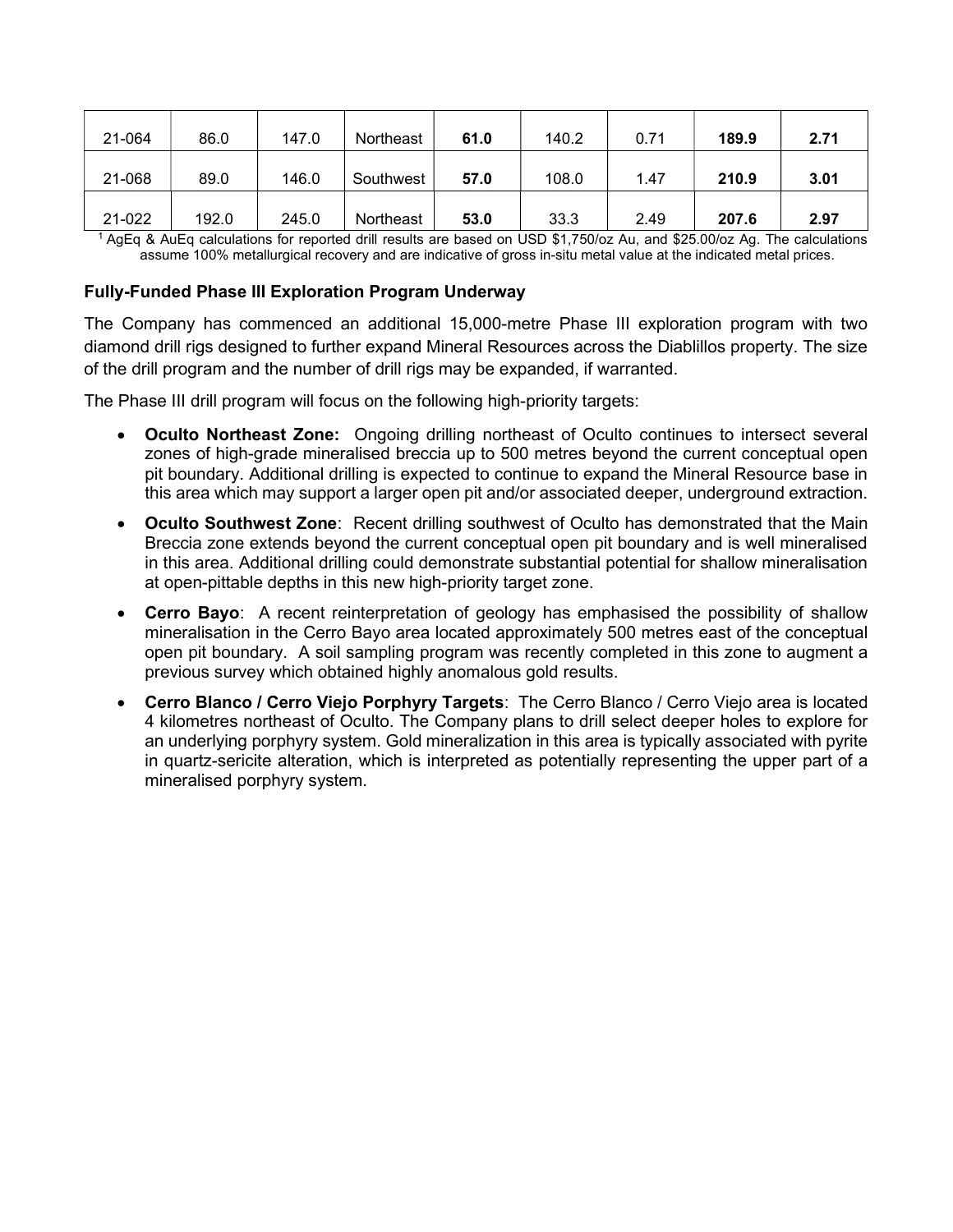| | | | | | | | | |
|---|---|---|---|---|---|---|---|---|
| 21-064 | 86.0 | 147.0 | Northeast | **61.0** | 140.2 | 0.71 | **189.9** | **2.71** |
| 21-068 | 89.0 | 146.0 | Southwest | **57.0** | 108.0 | 1.47 | **210.9** | **3.01** |
| 21-022 | 192.0 | 245.0 | Northeast | **53.0** | 33.3 | 2.49 | **207.6** | **2.97** |

[1] AgEq & AuEq calculations for reported drill results are based on USD $1,750/oz Au, and $25.00/oz Ag. The calculations assume 100% metallurgical recovery and are indicative of gross in-situ metal value at the indicated metal prices.

**Fully-Funded Phase III Exploration Program Underway**

The Company has commenced an additional 15,000-metre Phase III exploration program with two diamond drill rigs designed to further expand Mineral Resources across the Diablillos property. The size of the drill program and the number of drill rigs may be expanded, if warranted.

The Phase III drill program will focus on the following high-priority targets:

- **Oculto Northeast Zone:** Ongoing drilling northeast of Oculto continues to intersect several zones of high-grade mineralised breccia up to 500 metres beyond the current conceptual open pit boundary. Additional drilling is expected to continue to expand the Mineral Resource base in this area which may support a larger open pit and/or associated deeper, underground extraction.
- **Oculto Southwest Zone**: Recent drilling southwest of Oculto has demonstrated that the Main Breccia zone extends beyond the current conceptual open pit boundary and is well mineralised in this area. Additional drilling could demonstrate substantial potential for shallow mineralisation at open-pittable depths in this new high-priority target zone.
- **Cerro Bayo**: A recent reinterpretation of geology has emphasised the possibility of shallow mineralisation in the Cerro Bayo area located approximately 500 metres east of the conceptual open pit boundary. A soil sampling program was recently completed in this zone to augment a previous survey which obtained highly anomalous gold results.
- **Cerro Blanco / Cerro Viejo Porphyry Targets**: The Cerro Blanco / Cerro Viejo area is located 4 kilometres northeast of Oculto. The Company plans to drill select deeper holes to explore for an underlying porphyry system. Gold mineralization in this area is typically associated with pyrite in quartz-sericite alteration, which is interpreted as potentially representing the upper part of a mineralised porphyry system.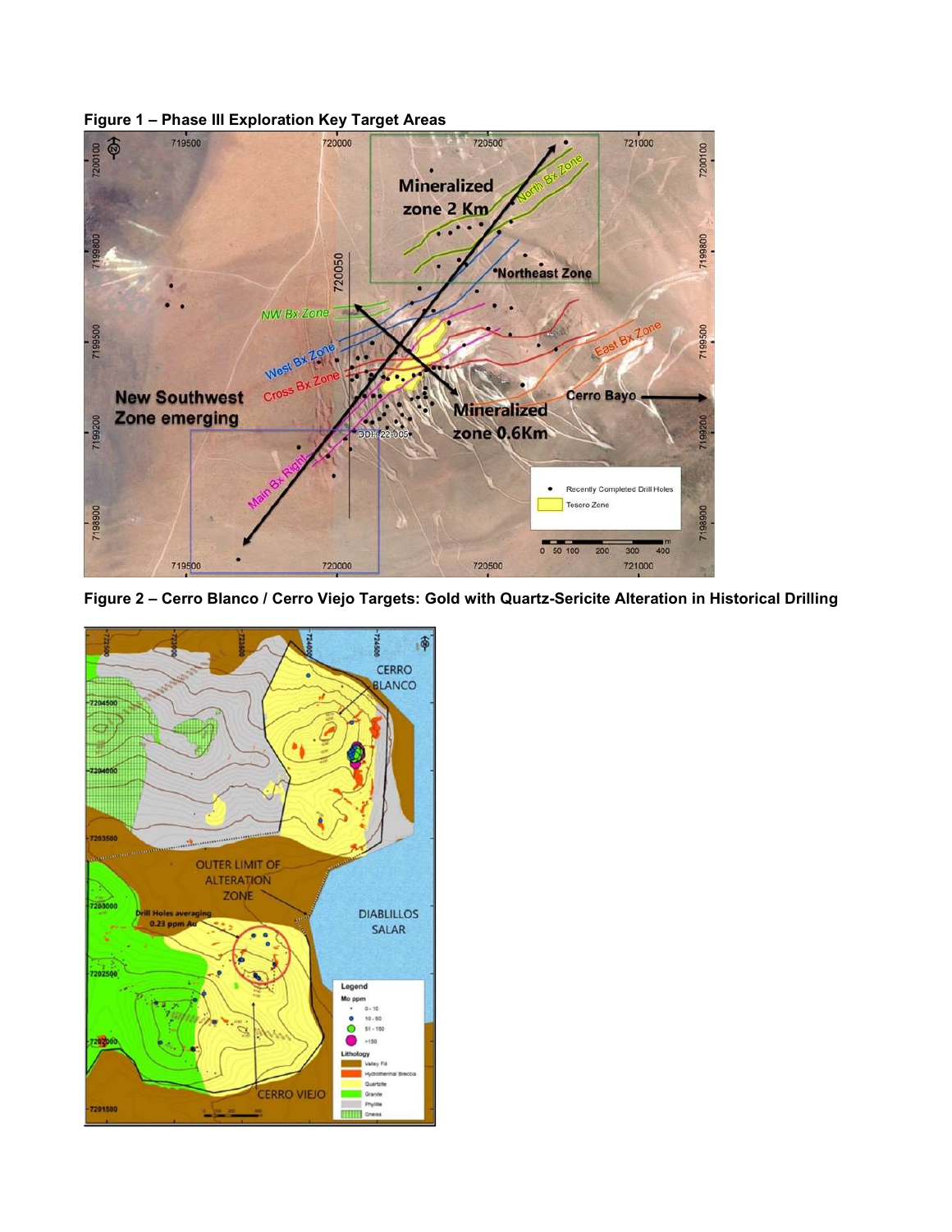**Figure 1 – Phase III Exploration Key Target Areas**

**Figure 2 – Cerro Blanco / Cerro Viejo Targets: Gold with Quartz-Sericite Alteration in Historical Drilling**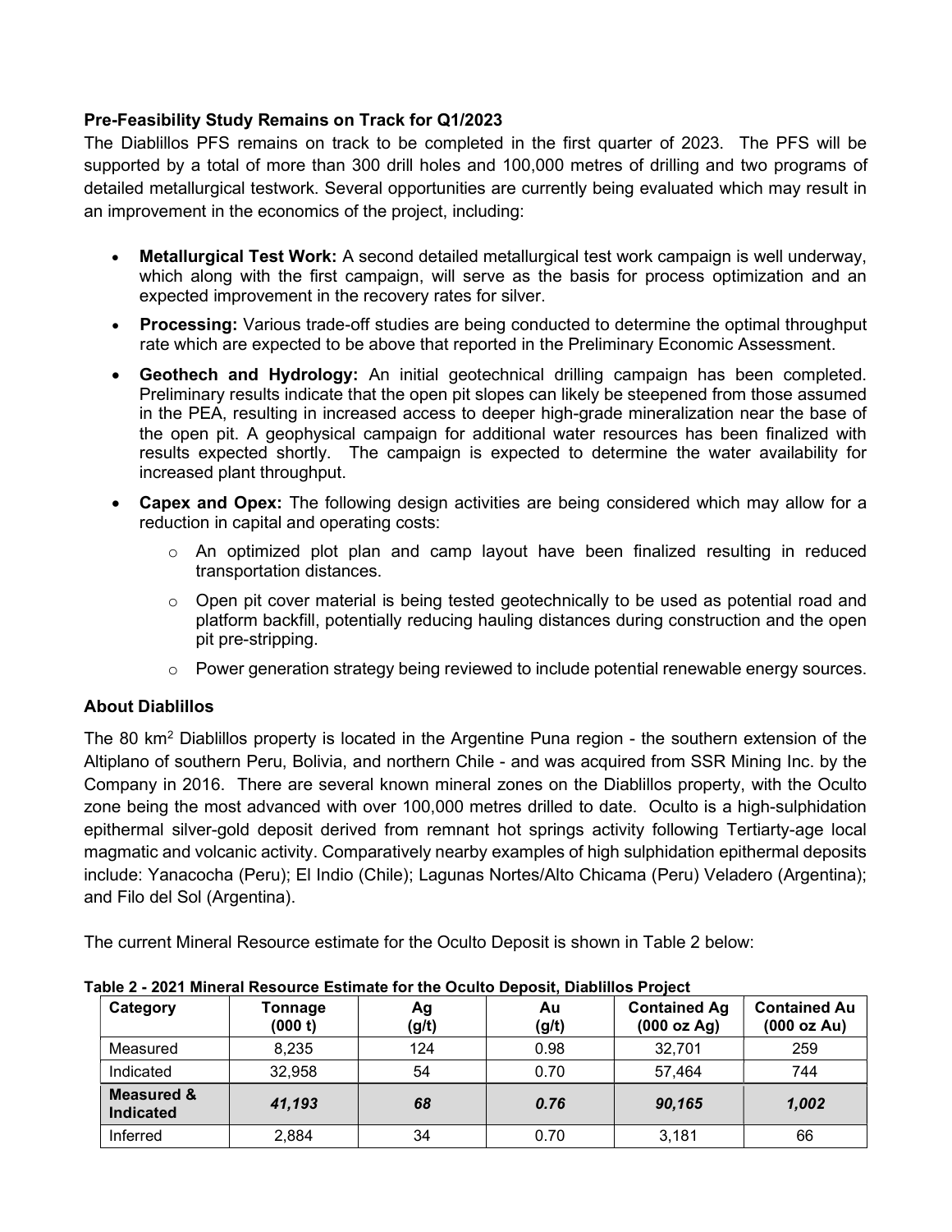## Pre-Feasibility Study Remains on Track for Q1/2023

The Diablillos PFS remains on track to be completed in the first quarter of 2023. The PFS will be supported by a total of more than 300 drill holes and 100,000 metres of drilling and two programs of detailed metallurgical testwork. Several opportunities are currently being evaluated which may result in an improvement in the economics of the project, including:

- **Metallurgical Test Work:** A second detailed metallurgical test work campaign is well underway, which along with the first campaign, will serve as the basis for process optimization and an expected improvement in the recovery rates for silver.
- **Processing:** Various trade-off studies are being conducted to determine the optimal throughput rate which are expected to be above that reported in the Preliminary Economic Assessment.
- **Geotech and Hydrology:** An initial geotechnical drilling campaign has been completed. Preliminary results indicate that the open pit slopes can likely be steepened from those assumed in the PEA, resulting in increased access to deeper high-grade mineralization near the base of the open pit. A geophysical campaign for additional water resources has been finalized with results expected shortly. The campaign is expected to determine the water availability for increased plant throughput.
- **Capex and Opex:** The following design activities are being considered which may allow for a reduction in capital and operating costs:
  - An optimized plot plan and camp layout have been finalized resulting in reduced transportation distances.
  - Open pit cover material is being tested geotechnically to be used as potential road and platform backfill, potentially reducing hauling distances during construction and the open pit pre-stripping.
  - Power generation strategy being reviewed to include potential renewable energy sources.

## About Diablillos

The 80 km$^2$ Diablillos property is located in the Argentine Puna region - the southern extension of the Altiplano of southern Peru, Bolivia, and northern Chile - and was acquired from SSR Mining Inc. by the Company in 2016. There are several known mineral zones on the Diablillos property, with the Oculto zone being the most advanced with over 100,000 metres drilled to date. Oculto is a high-sulphidation epithermal silver-gold deposit derived from remnant hot springs activity following Tertiarty-age local magmatic and volcanic activity. Comparatively nearby examples of high sulphidation epithermal deposits include: Yanacocha (Peru); El Indio (Chile); Lagunas Nortes/Alto Chicama (Peru) Veladero (Argentina); and Filo del Sol (Argentina).

The current Mineral Resource estimate for the Oculto Deposit is shown in Table 2 below:

**Table 2 - 2021 Mineral Resource Estimate for the Oculto Deposit, Diablillos Project**

| Category | Tonnage (000 t) | Ag (g/t) | Au (g/t) | Contained Ag (000 oz Ag) | Contained Au (000 oz Au) |
|---|---|---|---|---|---|
| Measured | 8,235 | 124 | 0.98 | 32,701 | 259 |
| Indicated | 32,958 | 54 | 0.70 | 57,464 | 744 |
| **Measured & Indicated** | ***41,193*** | ***68*** | ***0.76*** | ***90,165*** | ***1,002*** |
| Inferred | 2,884 | 34 | 0.70 | 3,181 | 66 |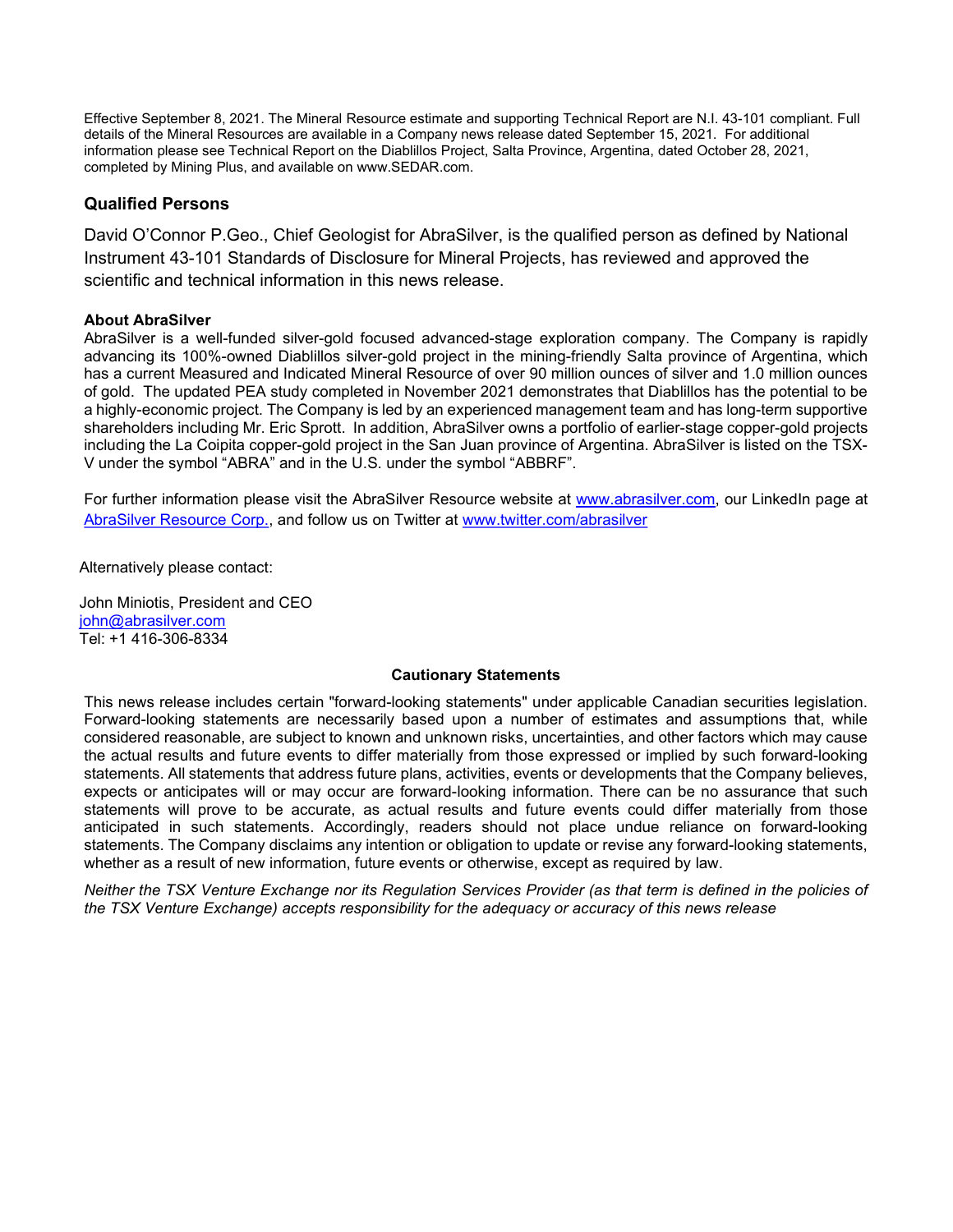Effective September 8, 2021. The Mineral Resource estimate and supporting Technical Report are N.I. 43-101 compliant. Full details of the Mineral Resources are available in a Company news release dated September 15, 2021. For additional information please see Technical Report on the Diablillos Project, Salta Province, Argentina, dated October 28, 2021, completed by Mining Plus, and available on www.SEDAR.com.

## Qualified Persons

David O'Connor P.Geo., Chief Geologist for AbraSilver, is the qualified person as defined by National Instrument 43-101 Standards of Disclosure for Mineral Projects, has reviewed and approved the scientific and technical information in this news release.

### About AbraSilver

AbraSilver is a well-funded silver-gold focused advanced-stage exploration company. The Company is rapidly advancing its 100%-owned Diablillos silver-gold project in the mining-friendly Salta province of Argentina, which has a current Measured and Indicated Mineral Resource of over 90 million ounces of silver and 1.0 million ounces of gold. The updated PEA study completed in November 2021 demonstrates that Diablillos has the potential to be a highly-economic project. The Company is led by an experienced management team and has long-term supportive shareholders including Mr. Eric Sprott. In addition, AbraSilver owns a portfolio of earlier-stage copper-gold projects including the La Coipita copper-gold project in the San Juan province of Argentina. AbraSilver is listed on the TSX-V under the symbol "ABRA" and in the U.S. under the symbol "ABBRF".

For further information please visit the AbraSilver Resource website at [www.abrasilver.com](http://www.abrasilver.com), our LinkedIn page at [AbraSilver Resource Corp.](#), and follow us on Twitter at [www.twitter.com/abrasilver](http://www.twitter.com/abrasilver)

Alternatively please contact:

John Miniotis, President and CEO
[john@abrasilver.com](mailto:john@abrasilver.com)
Tel: +1 416-306-8334

**Cautionary Statements**

This news release includes certain "forward-looking statements" under applicable Canadian securities legislation. Forward-looking statements are necessarily based upon a number of estimates and assumptions that, while considered reasonable, are subject to known and unknown risks, uncertainties, and other factors which may cause the actual results and future events to differ materially from those expressed or implied by such forward-looking statements. All statements that address future plans, activities, events or developments that the Company believes, expects or anticipates will or may occur are forward-looking information. There can be no assurance that such statements will prove to be accurate, as actual results and future events could differ materially from those anticipated in such statements. Accordingly, readers should not place undue reliance on forward-looking statements. The Company disclaims any intention or obligation to update or revise any forward-looking statements, whether as a result of new information, future events or otherwise, except as required by law.

*Neither the TSX Venture Exchange nor its Regulation Services Provider (as that term is defined in the policies of the TSX Venture Exchange) accepts responsibility for the adequacy or accuracy of this news release*